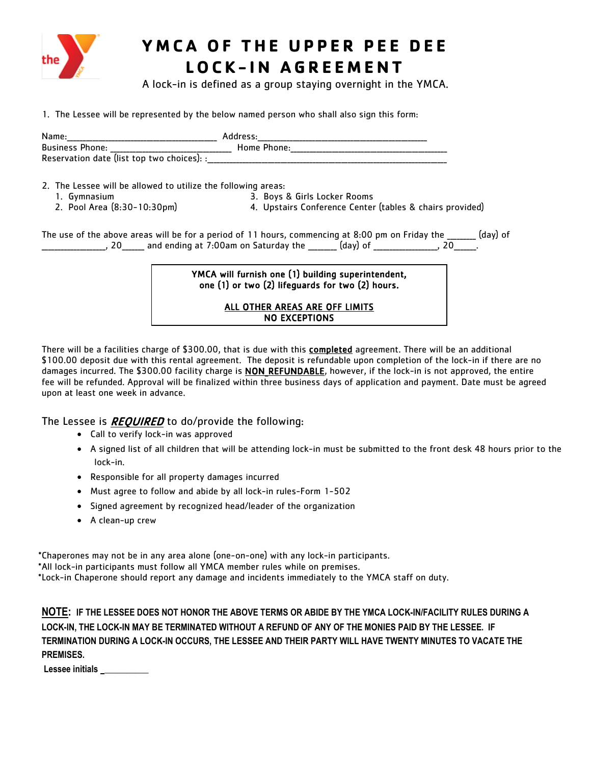# YMCA OF THE UPPER PEE DEE
# LOCK-IN AGREEMENT

A lock-in is defined as a group staying overnight in the YMCA.

1. The Lessee will be represented by the below named person who shall also sign this form:

Name:_________________________________ Address:_____________________________________
Business Phone: ___________________________ Home Phone:____________________________________
Reservation date (list top two choices): :____________________________________________________________

2. The Lessee will be allowed to utilize the following areas:
   1. Gymnasium
   2. Pool Area (8:30-10:30pm)
   3. Boys & Girls Locker Rooms
   4. Upstairs Conference Center (tables & chairs provided)

The use of the above areas will be for a period of 11 hours, commencing at 8:00 pm on Friday the ______ (day) of ______________, 20_____ and ending at 7:00am on Saturday the ______ (day) of ______________, 20_____.

**YMCA will furnish one (1) building superintendent, one (1) or two (2) lifeguards for two (2) hours.**

**ALL OTHER AREAS ARE OFF LIMITS**
**NO EXCEPTIONS**

There will be a facilities charge of $300.00, that is due with this **completed** agreement. There will be an additional $100.00 deposit due with this rental agreement. The deposit is refundable upon completion of the lock-in if there are no damages incurred. The $300.00 facility charge is **NON REFUNDABLE**, however, if the lock-in is not approved, the entire fee will be refunded. Approval will be finalized within three business days of application and payment. Date must be agreed upon at least one week in advance.

The Lessee is ***REQUIRED*** to do/provide the following:

- Call to verify lock-in was approved
- A signed list of all children that will be attending lock-in must be submitted to the front desk 48 hours prior to the lock-in.
- Responsible for all property damages incurred
- Must agree to follow and abide by all lock-in rules-Form 1-502
- Signed agreement by recognized head/leader of the organization
- A clean-up crew

*Chaperones may not be in any area alone (one-on-one) with any lock-in participants.
*All lock-in participants must follow all YMCA member rules while on premises.
*Lock-in Chaperone should report any damage and incidents immediately to the YMCA staff on duty.

**NOTE: IF THE LESSEE DOES NOT HONOR THE ABOVE TERMS OR ABIDE BY THE YMCA LOCK-IN/FACILITY RULES DURING A LOCK-IN, THE LOCK-IN MAY BE TERMINATED WITHOUT A REFUND OF ANY OF THE MONIES PAID BY THE LESSEE. IF TERMINATION DURING A LOCK-IN OCCURS, THE LESSEE AND THEIR PARTY WILL HAVE TWENTY MINUTES TO VACATE THE PREMISES.**

**Lessee initials __________**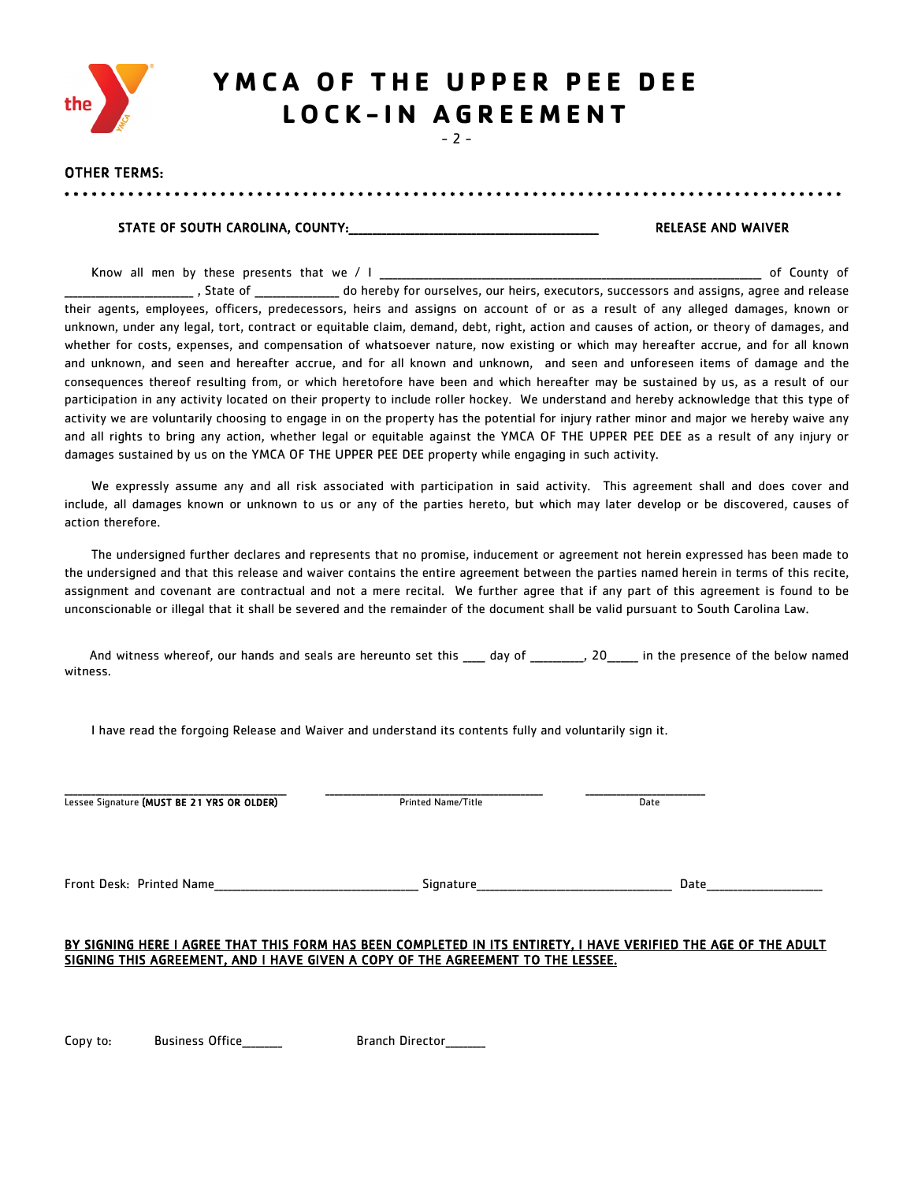# YMCA OF THE UPPER PEE DEE
# LOCK-IN AGREEMENT

**OTHER TERMS:**

**STATE OF SOUTH CAROLINA, COUNTY:__________________________________** **RELEASE AND WAIVER**

Know all men by these presents that we / I ______________________________________________________ of County of ____________________ , State of _____________ do hereby for ourselves, our heirs, executors, successors and assigns, agree and release their agents, employees, officers, predecessors, heirs and assigns on account of or as a result of any alleged damages, known or unknown, under any legal, tort, contract or equitable claim, demand, debt, right, action and causes of action, or theory of damages, and whether for costs, expenses, and compensation of whatsoever nature, now existing or which may hereafter accrue, and for all known and unknown, and seen and hereafter accrue, and for all known and unknown, and seen and unforeseen items of damage and the consequences thereof resulting from, or which heretofore have been and which hereafter may be sustained by us, as a result of our participation in any activity located on their property to include roller hockey. We understand and hereby acknowledge that this type of activity we are voluntarily choosing to engage in on the property has the potential for injury rather minor and major we hereby waive any and all rights to bring any action, whether legal or equitable against the YMCA OF THE UPPER PEE DEE as a result of any injury or damages sustained by us on the YMCA OF THE UPPER PEE DEE property while engaging in such activity.

We expressly assume any and all risk associated with participation in said activity. This agreement shall and does cover and include, all damages known or unknown to us or any of the parties hereto, but which may later develop or be discovered, causes of action therefore.

The undersigned further declares and represents that no promise, inducement or agreement not herein expressed has been made to the undersigned and that this release and waiver contains the entire agreement between the parties named herein in terms of this recite, assignment and covenant are contractual and not a mere recital. We further agree that if any part of this agreement is found to be unconscionable or illegal that it shall be severed and the remainder of the document shall be valid pursuant to South Carolina Law.

And witness whereof, our hands and seals are hereunto set this ___ day of ________, 20_____ in the presence of the below named witness.

I have read the forgoing Release and Waiver and understand its contents fully and voluntarily sign it.

_________________________________ Lessee Signature **(MUST BE 21 YRS OR OLDER)**

_________________________________ Printed Name/Title

__________________ Date

Front Desk: Printed Name______________________________ Signature_____________________________ Date_________________

**BY SIGNING HERE I AGREE THAT THIS FORM HAS BEEN COMPLETED IN ITS ENTIRETY, I HAVE VERIFIED THE AGE OF THE ADULT SIGNING THIS AGREEMENT, AND I HAVE GIVEN A COPY OF THE AGREEMENT TO THE LESSEE.**

Copy to: Business Office______ Branch Director______